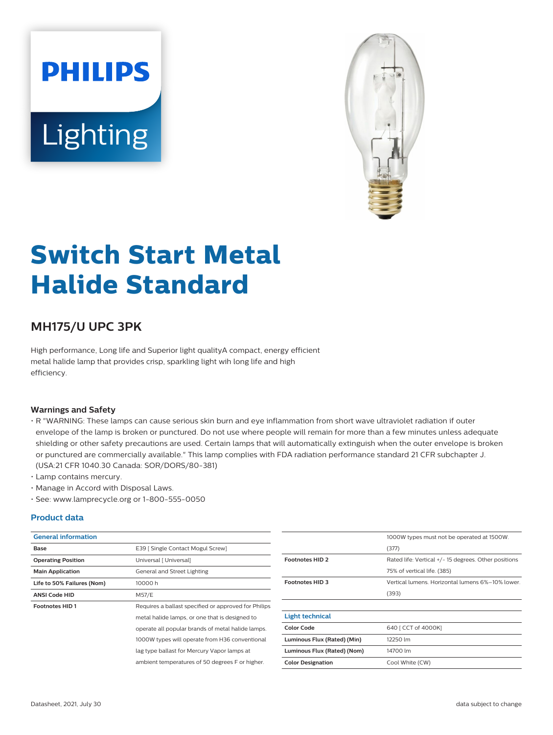# Switch Start Metal Halide Standard

## MH175/U UPC 3PK

High performance, Long life and Superior light qualityA compact, energy efficient metal halide lamp that provides crisp, sparkling light wih long life and high efficiency.

### Warnings and Safety

- R "WARNING: These lamps can cause serious skin burn and eye inflammation from short wave ultraviolet radiation if outer envelope of the lamp is broken or punctured. Do not use where people will remain for more than a few minutes unless adequate shielding or other safety precautions are used. Certain lamps that will automatically extinguish when the outer envelope is broken or punctured are commercially available." This lamp complies with FDA radiation performance standard 21 CFR subchapter J. (USA:21 CFR 1040.30 Canada: SOR/DORS/80-381)
- Lamp contains mercury.
- Manage in Accord with Disposal Laws.
- See: www.lamprecycle.org or 1-800-555-0050

### Product data

| General information | |
|---|---|
| Base | E39 [ Single Contact Mogul Screw] |
| Operating Position | Universal [ Universal] |
| Main Application | General and Street Lighting |
| Life to 50% Failures (Nom) | 10000 h |
| ANSI Code HID | M57/E |
| Footnotes HID 1 | Requires a ballast specified or approved for Philips metal halide lamps, or one that is designed to operate all popular brands of metal halide lamps. 1000W types will operate from H36 conventional lag type ballast for Mercury Vapor lamps at ambient temperatures of 50 degrees F or higher. 1000W types must not be operated at 1500W. (377) |
| Footnotes HID 2 | Rated life: Vertical +/- 15 degrees. Other positions 75% of vertical life. (385) |
| Footnotes HID 3 | Vertical lumens. Horizontal lumens 6%–10% lower. (393) |

| Light technical | |
|---|---|
| Color Code | 640 [ CCT of 4000K] |
| Luminous Flux (Rated) (Min) | 12250 lm |
| Luminous Flux (Rated) (Nom) | 14700 lm |
| Color Designation | Cool White (CW) |

Datasheet, 2021, July 30

data subject to change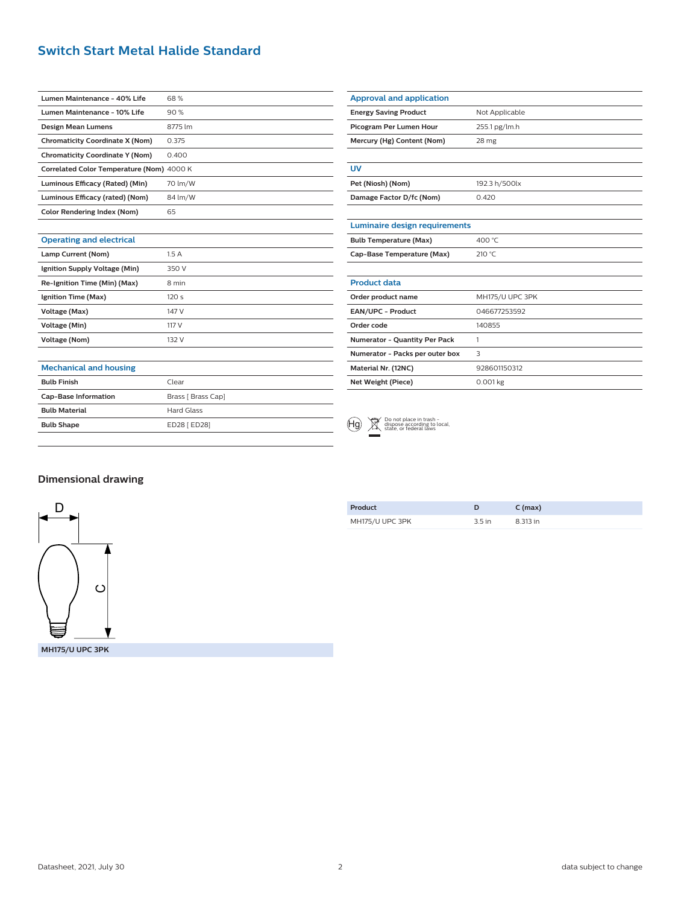# Switch Start Metal Halide Standard

| | |
|---|---|
| **Lumen Maintenance - 40% Life** | 68 % |
| **Lumen Maintenance - 10% Life** | 90 % |
| **Design Mean Lumens** | 8775 lm |
| **Chromaticity Coordinate X (Nom)** | 0.375 |
| **Chromaticity Coordinate Y (Nom)** | 0.400 |
| **Correlated Color Temperature (Nom)** | 4000 K |
| **Luminous Efficacy (Rated) (Min)** | 70 lm/W |
| **Luminous Efficacy (rated) (Nom)** | 84 lm/W |
| **Color Rendering Index (Nom)** | 65 |

## Operating and electrical

| | |
|---|---|
| **Lamp Current (Nom)** | 1.5 A |
| **Ignition Supply Voltage (Min)** | 350 V |
| **Re-Ignition Time (Min) (Max)** | 8 min |
| **Ignition Time (Max)** | 120 s |
| **Voltage (Max)** | 147 V |
| **Voltage (Min)** | 117 V |
| **Voltage (Nom)** | 132 V |

## Mechanical and housing

| | |
|---|---|
| **Bulb Finish** | Clear |
| **Cap-Base Information** | Brass [ Brass Cap] |
| **Bulb Material** | Hard Glass |
| **Bulb Shape** | ED28 [ ED28] |

## Approval and application

| | |
|---|---|
| **Energy Saving Product** | Not Applicable |
| **Picogram Per Lumen Hour** | 255.1 pg/lm.h |
| **Mercury (Hg) Content (Nom)** | 28 mg |

## UV

| | |
|---|---|
| **Pet (Niosh) (Nom)** | 192.3 h/500lx |
| **Damage Factor D/fc (Nom)** | 0.420 |

## Luminaire design requirements

| | |
|---|---|
| **Bulb Temperature (Max)** | 400 °C |
| **Cap-Base Temperature (Max)** | 210 °C |

## Product data

| | |
|---|---|
| **Order product name** | MH175/U UPC 3PK |
| **EAN/UPC - Product** | 046677253592 |
| **Order code** | 140855 |
| **Numerator - Quantity Per Pack** | 1 |
| **Numerator - Packs per outer box** | 3 |
| **Material Nr. (12NC)** | 928601150312 |
| **Net Weight (Piece)** | 0.001 kg |

Hg — Do not place in trash - dispose according to local, state, or federal laws

## Dimensional drawing

D

C

MH175/U UPC 3PK

| Product | D | C (max) |
|---|---|---|
| MH175/U UPC 3PK | 3.5 in | 8.313 in |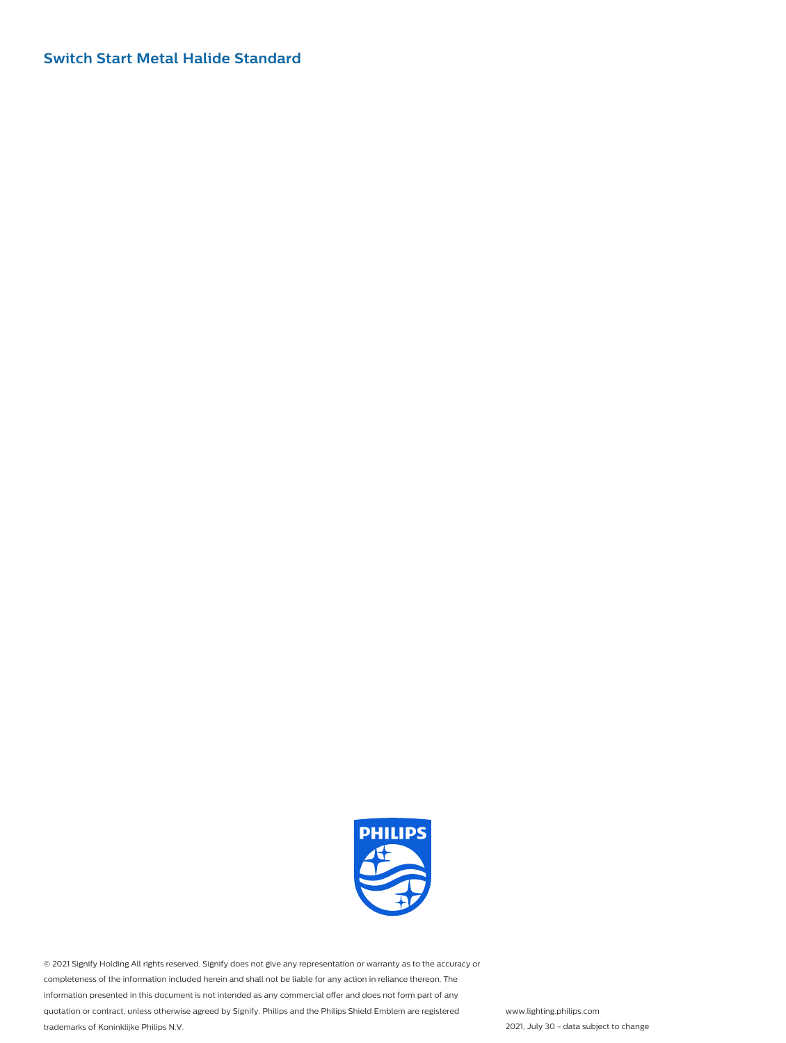© 2021 Signify Holding All rights reserved. Signify does not give any representation or warranty as to the accuracy or completeness of the information included herein and shall not be liable for any action in reliance thereon. The information presented in this document is not intended as any commercial offer and does not form part of any quotation or contract, unless otherwise agreed by Signify. Philips and the Philips Shield Emblem are registered trademarks of Koninklijke Philips N.V.

www.lighting.philips.com

2021, July 30 - data subject to change